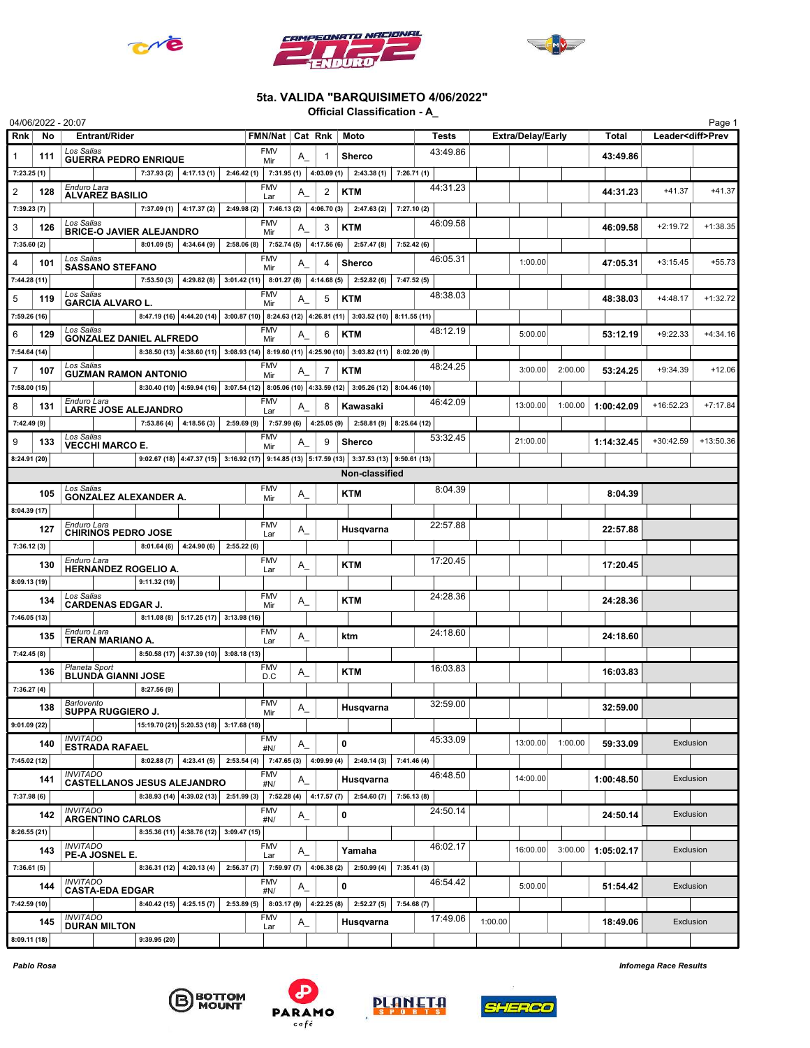# 5ta. VALIDA "BARQUISIMETO 4/06/2022"

**Official Classification - A_**

04/06/2022 - 20:07

| Rnk | No | Entrant/Rider | FMN/Nat | Cat | Rnk | Moto | Tests | Extra | Delay | Early | Total | Leader<diff> | Prev |
|---|---|---|---|---|---|---|---|---|---|---|---|---|---|
| 1 | 111 | *Los Salias* **GUERRA PEDRO ENRIQUE** | FMV Mir | A_ | 1 | **Sherco** | 43:49.86 | | | | **43:49.86** | | |
| 7:23.25 (1) | | 7:37.93 (2) | 4:17.13 (1) | 2:46.42 (1) | 7:31.95 (1) | 4:03.09 (1) | 2:43.38 (1) | 7:26.71 (1) | | | | | |
| 2 | 128 | *Enduro Lara* **ALVAREZ BASILIO** | FMV Lar | A_ | 2 | **KTM** | 44:31.23 | | | | **44:31.23** | +41.37 | +41.37 |
| 7:39.23 (7) | | 7:37.09 (1) | 4:17.37 (2) | 2:49.98 (2) | 7:46.13 (2) | 4:06.70 (3) | 2:47.63 (2) | 7:27.10 (2) | | | | | |
| 3 | 126 | *Los Salias* **BRICE-O JAVIER ALEJANDRO** | FMV Mir | A_ | 3 | **KTM** | 46:09.58 | | | | **46:09.58** | +2:19.72 | +1:38.35 |
| 7:35.60 (2) | | 8:01.09 (5) | 4:34.64 (9) | 2:58.06 (8) | 7:52.74 (5) | 4:17.56 (6) | 2:57.47 (8) | 7:52.42 (6) | | | | | |
| 4 | 101 | *Los Salias* **SASSANO STEFANO** | FMV Mir | A_ | 4 | **Sherco** | 46:05.31 | | 1:00.00 | | **47:05.31** | +3:15.45 | +55.73 |
| 7:44.28 (11) | | 7:53.50 (3) | 4:29.82 (8) | 3:01.42 (11) | 8:01.27 (8) | 4:14.68 (5) | 2:52.82 (6) | 7:47.52 (5) | | | | | |
| 5 | 119 | *Los Salias* **GARCIA ALVARO L.** | FMV Mir | A_ | 5 | **KTM** | 48:38.03 | | | | **48:38.03** | +4:48.17 | +1:32.72 |
| 7:59.26 (16) | | 8:47.19 (16) | 4:44.20 (14) | 3:00.87 (10) | 8:24.63 (12) | 4:26.81 (11) | 3:03.52 (10) | 8:11.55 (11) | | | | | |
| 6 | 129 | *Los Salias* **GONZALEZ DANIEL ALFREDO** | FMV Mir | A_ | 6 | **KTM** | 48:12.19 | | 5:00.00 | | **53:12.19** | +9:22.33 | +4:34.16 |
| 7:54.64 (14) | | 8:38.50 (13) | 4:38.60 (11) | 3:08.93 (14) | 8:19.60 (11) | 4:25.90 (10) | 3:03.82 (11) | 8:02.20 (9) | | | | | |
| 7 | 107 | *Los Salias* **GUZMAN RAMON ANTONIO** | FMV Mir | A_ | 7 | **KTM** | 48:24.25 | | 3:00.00 | 2:00.00 | **53:24.25** | +9:34.39 | +12.06 |
| 7:58.00 (15) | | 8:30.40 (10) | 4:59.94 (16) | 3:07.54 (12) | 8:05.06 (10) | 4:33.59 (12) | 3:05.26 (12) | 8:04.46 (10) | | | | | |
| 8 | 131 | *Enduro Lara* **LARRE JOSE ALEJANDRO** | FMV Lar | A_ | 8 | **Kawasaki** | 46:42.09 | | 13:00.00 | 1:00.00 | **1:00:42.09** | +16:52.23 | +7:17.84 |
| 7:42.49 (9) | | 7:53.86 (4) | 4:18.56 (3) | 2:59.69 (9) | 7:57.99 (6) | 4:25.05 (9) | 2:58.81 (9) | 8:25.64 (12) | | | | | |
| 9 | 133 | *Los Salias* **VECCHI MARCO E.** | FMV Mir | A_ | 9 | **Sherco** | 53:32.45 | | 21:00.00 | | **1:14:32.45** | +30:42.59 | +13:50.36 |
| 8:24.91 (20) | | 9:02.67 (18) | 4:47.37 (15) | 3:16.92 (17) | 9:14.85 (13) | 5:17.59 (13) | 3:37.53 (13) | 9:50.61 (13) | | | | | |
| | | | | | | **Non-classified** | | | | | | | |
| | 105 | *Los Salias* **GONZALEZ ALEXANDER A.** | FMV Mir | A_ | | **KTM** | 8:04.39 | | | | **8:04.39** | | |
| 8:04.39 (17) | | | | | | | | | | | | | |
| | 127 | *Enduro Lara* **CHIRINOS PEDRO JOSE** | FMV Lar | A_ | | **Husqvarna** | 22:57.88 | | | | **22:57.88** | | |
| 7:36.12 (3) | | 8:01.64 (6) | 4:24.90 (6) | 2:55.22 (6) | | | | | | | | | |
| | 130 | *Enduro Lara* **HERNANDEZ ROGELIO A.** | FMV Lar | A_ | | **KTM** | 17:20.45 | | | | **17:20.45** | | |
| 8:09.13 (19) | | 9:11.32 (19) | | | | | | | | | | | |
| | 134 | *Los Salias* **CARDENAS EDGAR J.** | FMV Mir | A_ | | **KTM** | 24:28.36 | | | | **24:28.36** | | |
| 7:46.05 (13) | | 8:11.08 (8) | 5:17.25 (17) | 3:13.98 (16) | | | | | | | | | |
| | 135 | *Enduro Lara* **TERAN MARIANO A.** | FMV Lar | A_ | | **ktm** | 24:18.60 | | | | **24:18.60** | | |
| 7:42.45 (8) | | 8:50.58 (17) | 4:37.39 (10) | 3:08.18 (13) | | | | | | | | | |
| | 136 | *Planeta Sport* **BLUNDA GIANNI JOSE** | FMV D.C | A_ | | **KTM** | 16:03.83 | | | | **16:03.83** | | |
| 7:36.27 (4) | | 8:27.56 (9) | | | | | | | | | | | |
| | 138 | *Barlovento* **SUPPA RUGGIERO J.** | FMV Mir | A_ | | **Husqvarna** | 32:59.00 | | | | **32:59.00** | | |
| 9:01.09 (22) | | 15:19.70 (21) | 5:20.53 (18) | 3:17.68 (18) | | | | | | | | | |
| | 140 | *INVITADO* **ESTRADA RAFAEL** | FMV #N/ | A_ | | **0** | 45:33.09 | | 13:00.00 | 1:00.00 | **59:33.09** | Exclusion | |
| 7:45.02 (12) | | 8:02.88 (7) | 4:23.41 (5) | 2:53.54 (4) | 7:47.65 (3) | 4:09.99 (4) | 2:49.14 (3) | 7:41.46 (4) | | | | | |
| | 141 | *INVITADO* **CASTELLANOS JESUS ALEJANDRO** | FMV #N/ | A_ | | **Husqvarna** | 46:48.50 | | 14:00.00 | | **1:00:48.50** | Exclusion | |
| 7:37.98 (6) | | 8:38.93 (14) | 4:39.02 (13) | 2:51.99 (3) | 7:52.28 (4) | 4:17.57 (7) | 2:54.60 (7) | 7:56.13 (8) | | | | | |
| | 142 | *INVITADO* **ARGENTINO CARLOS** | FMV #N/ | A_ | | **0** | 24:50.14 | | | | **24:50.14** | Exclusion | |
| 8:26.55 (21) | | 8:35.36 (11) | 4:38.76 (12) | 3:09.47 (15) | | | | | | | | | |
| | 143 | *INVITADO* **PE-A JOSNEL E.** | FMV Lar | A_ | | **Yamaha** | 46:02.17 | | 16:00.00 | 3:00.00 | **1:05:02.17** | Exclusion | |
| 7:36.61 (5) | | 8:36.31 (12) | 4:20.13 (4) | 2:56.37 (7) | 7:59.97 (7) | 4:06.38 (2) | 2:50.99 (4) | 7:35.41 (3) | | | | | |
| | 144 | *INVITADO* **CASTA-EDA EDGAR** | FMV #N/ | A_ | | **0** | 46:54.42 | | 5:00.00 | | **51:54.42** | Exclusion | |
| 7:42.59 (10) | | 8:40.42 (15) | 4:25.15 (7) | 2:53.89 (5) | 8:03.17 (9) | 4:22.25 (8) | 2:52.27 (5) | 7:54.68 (7) | | | | | |
| | 145 | *INVITADO* **DURAN MILTON** | FMV Lar | A_ | | **Husqvarna** | 17:49.06 | 1:00.00 | | | **18:49.06** | Exclusion | |
| 8:09.11 (18) | | 9:39.95 (20) | | | | | | | | | | | |

*Pablo Rosa*

*Infomega Race Results*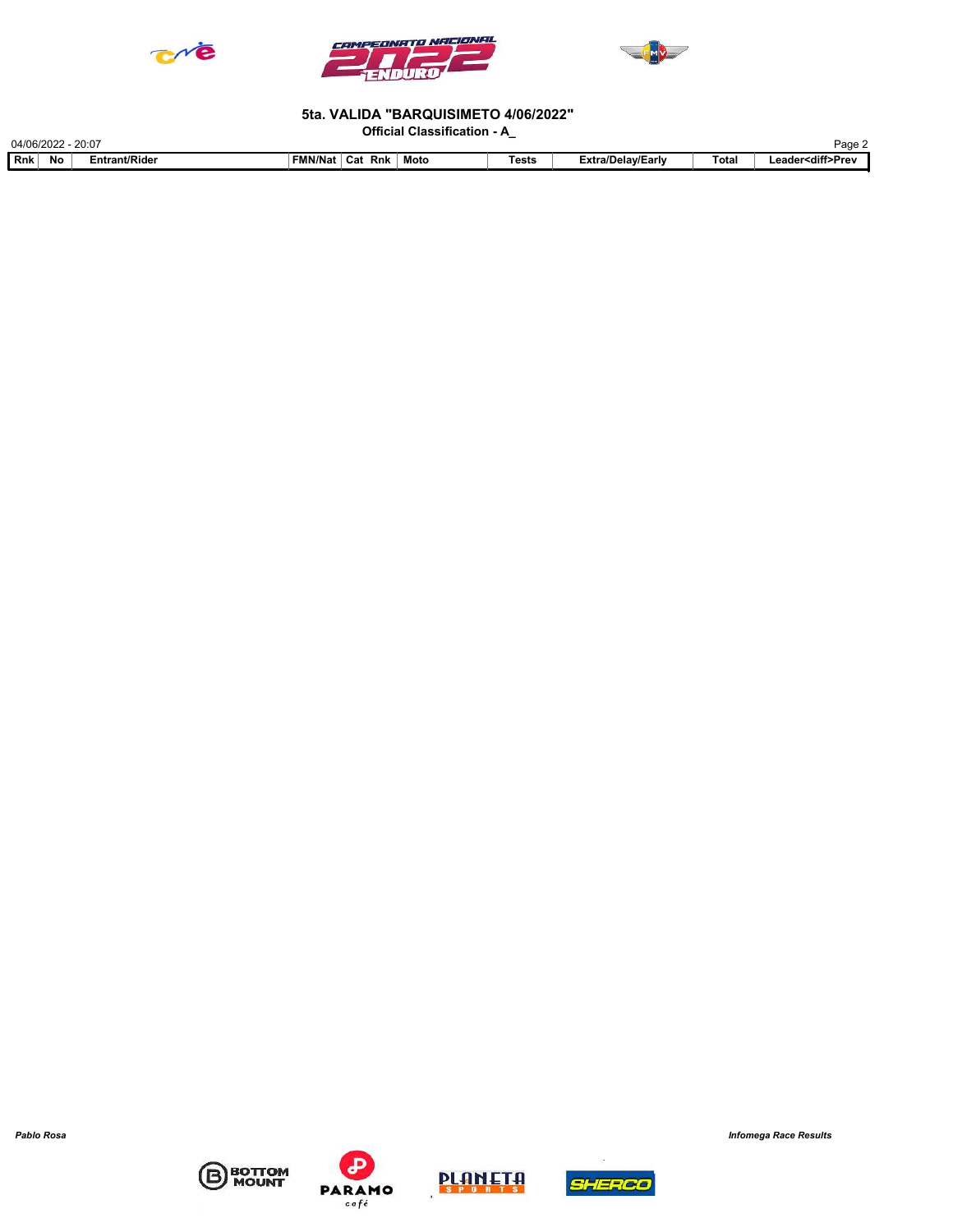## 5ta. VALIDA "BARQUISIMETO 4/06/2022"

**Official Classification - A_**

04/06/2022 - 20:07

| Rnk | No | Entrant/Rider | FMN/Nat | Cat | Rnk | Moto | Tests | Extra/Delay/Early | Total | Leader<diff>Prev |
|---|---|---|---|---|---|---|---|---|---|---|

*Pablo Rosa*

*Infomega Race Results*